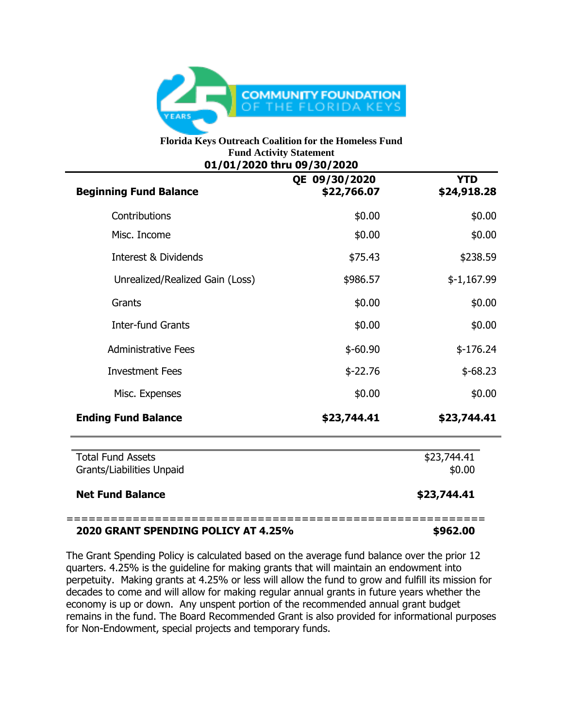COMMUNITY FOUNDATION OF THE FLORIDA KEYS

**Florida Keys Outreach Coalition for the Homeless Fund**
**Fund Activity Statement**
**01/01/2020 thru 09/30/2020**

| | QE 09/30/2020 | YTD |
|---|---|---|
| **Beginning Fund Balance** | **$22,766.07** | **$24,918.28** |
| Contributions | $0.00 | $0.00 |
| Misc. Income | $0.00 | $0.00 |
| Interest & Dividends | $75.43 | $238.59 |
| Unrealized/Realized Gain (Loss) | $986.57 | $-1,167.99 |
| Grants | $0.00 | $0.00 |
| Inter-fund Grants | $0.00 | $0.00 |
| Administrative Fees | $-60.90 | $-176.24 |
| Investment Fees | $-22.76 | $-68.23 |
| Misc. Expenses | $0.00 | $0.00 |
| **Ending Fund Balance** | **$23,744.41** | **$23,744.41** |

| | |
|---|---|
| Total Fund Assets | $23,744.41 |
| Grants/Liabilities Unpaid | $0.00 |
| **Net Fund Balance** | **$23,744.41** |

=======================================================

**2020 GRANT SPENDING POLICY AT 4.25%** **$962.00**

The Grant Spending Policy is calculated based on the average fund balance over the prior 12 quarters. 4.25% is the guideline for making grants that will maintain an endowment into perpetuity. Making grants at 4.25% or less will allow the fund to grow and fulfill its mission for decades to come and will allow for making regular annual grants in future years whether the economy is up or down. Any unspent portion of the recommended annual grant budget remains in the fund. The Board Recommended Grant is also provided for informational purposes for Non-Endowment, special projects and temporary funds.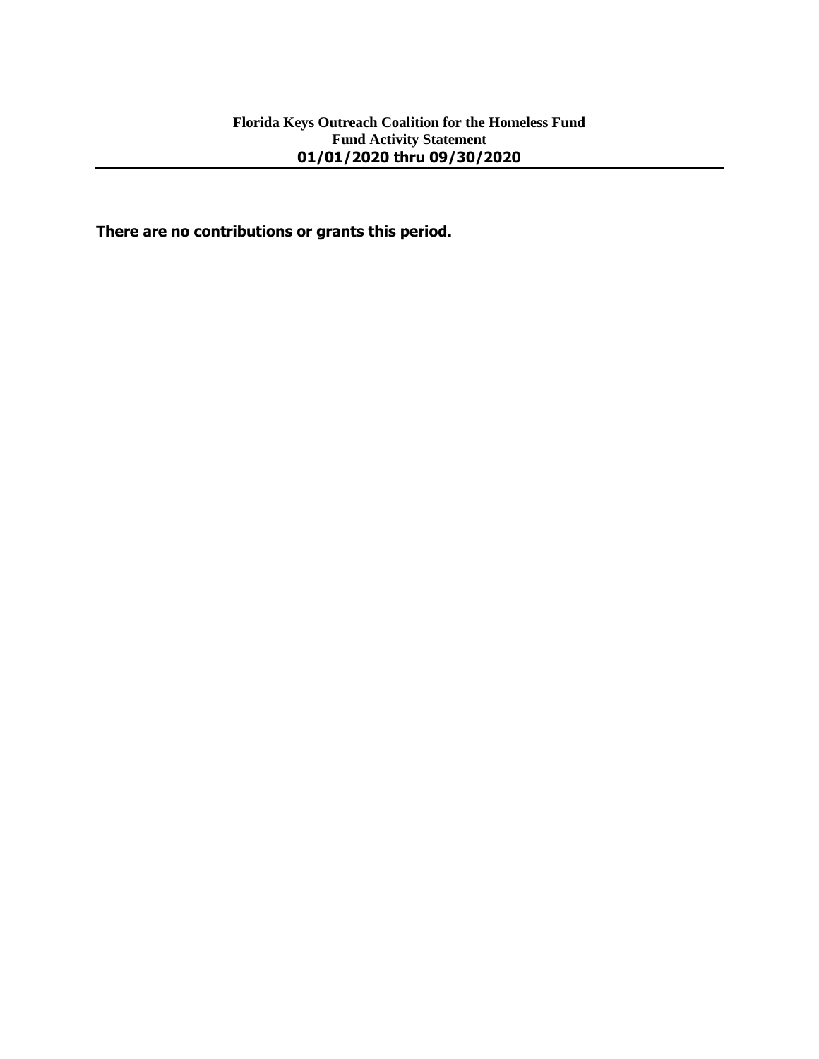**Florida Keys Outreach Coalition for the Homeless Fund**
**Fund Activity Statement**
**01/01/2020 thru 09/30/2020**

---

**There are no contributions or grants this period.**